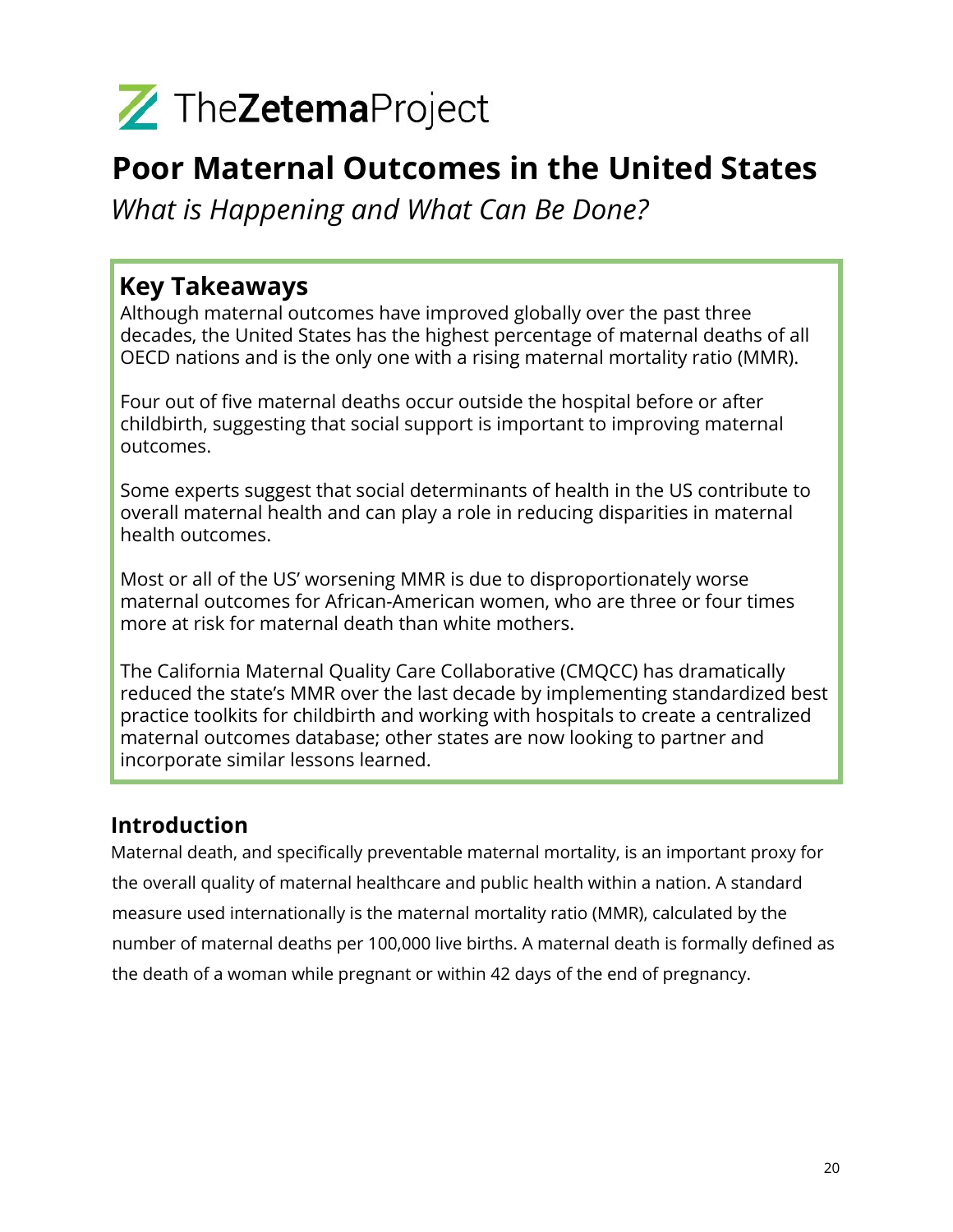TheZetemaProject

# Poor Maternal Outcomes in the United States

*What is Happening and What Can Be Done?*

## Key Takeaways

Although maternal outcomes have improved globally over the past three decades, the United States has the highest percentage of maternal deaths of all OECD nations and is the only one with a rising maternal mortality ratio (MMR).

Four out of five maternal deaths occur outside the hospital before or after childbirth, suggesting that social support is important to improving maternal outcomes.

Some experts suggest that social determinants of health in the US contribute to overall maternal health and can play a role in reducing disparities in maternal health outcomes.

Most or all of the US' worsening MMR is due to disproportionately worse maternal outcomes for African-American women, who are three or four times more at risk for maternal death than white mothers.

The California Maternal Quality Care Collaborative (CMQCC) has dramatically reduced the state's MMR over the last decade by implementing standardized best practice toolkits for childbirth and working with hospitals to create a centralized maternal outcomes database; other states are now looking to partner and incorporate similar lessons learned.

## Introduction

Maternal death, and specifically preventable maternal mortality, is an important proxy for the overall quality of maternal healthcare and public health within a nation. A standard measure used internationally is the maternal mortality ratio (MMR), calculated by the number of maternal deaths per 100,000 live births. A maternal death is formally defined as the death of a woman while pregnant or within 42 days of the end of pregnancy.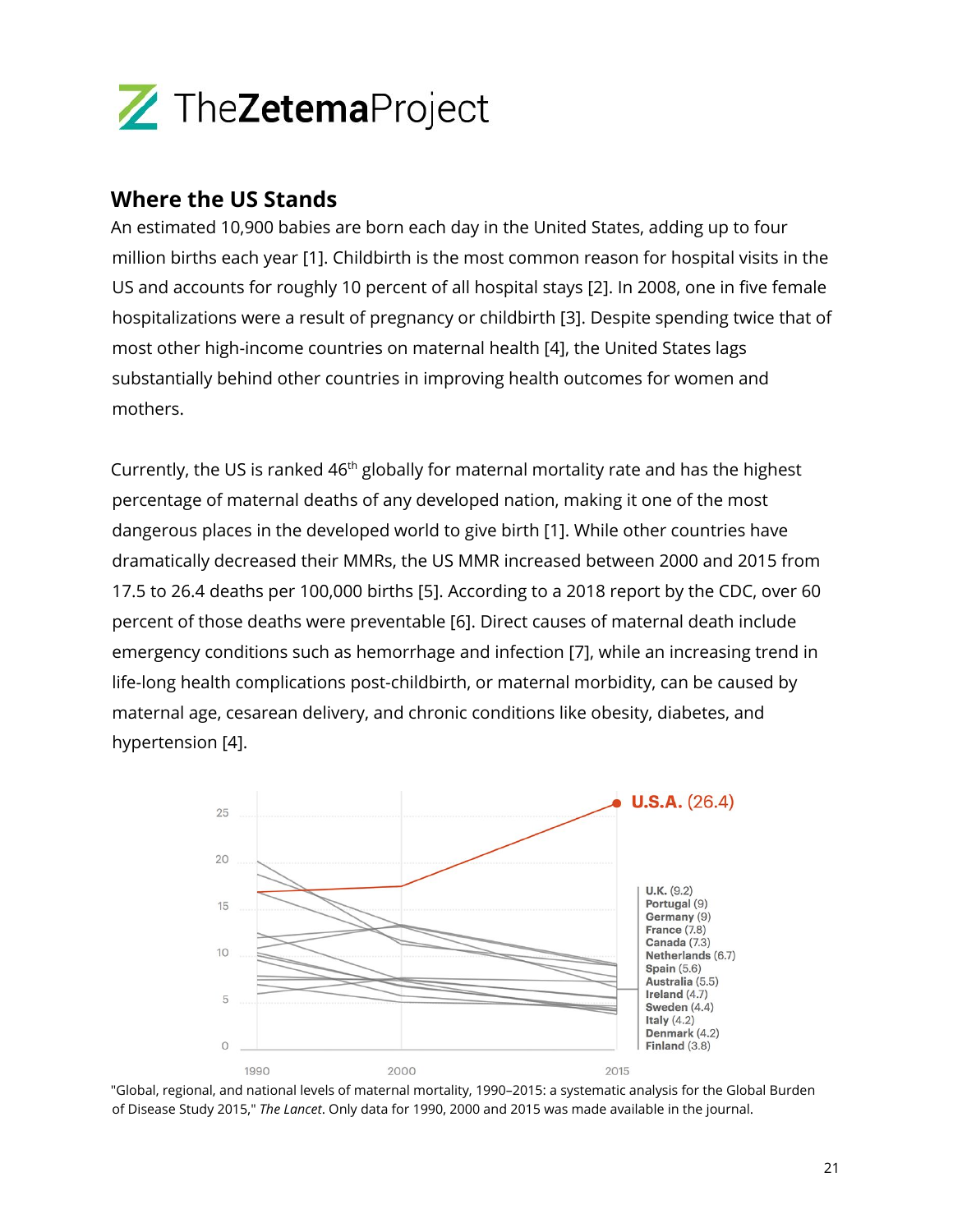## Where the US Stands

An estimated 10,900 babies are born each day in the United States, adding up to four million births each year [1]. Childbirth is the most common reason for hospital visits in the US and accounts for roughly 10 percent of all hospital stays [2]. In 2008, one in five female hospitalizations were a result of pregnancy or childbirth [3]. Despite spending twice that of most other high-income countries on maternal health [4], the United States lags substantially behind other countries in improving health outcomes for women and mothers.

Currently, the US is ranked 46th globally for maternal mortality rate and has the highest percentage of maternal deaths of any developed nation, making it one of the most dangerous places in the developed world to give birth [1]. While other countries have dramatically decreased their MMRs, the US MMR increased between 2000 and 2015 from 17.5 to 26.4 deaths per 100,000 births [5]. According to a 2018 report by the CDC, over 60 percent of those deaths were preventable [6]. Direct causes of maternal death include emergency conditions such as hemorrhage and infection [7], while an increasing trend in life-long health complications post-childbirth, or maternal morbidity, can be caused by maternal age, cesarean delivery, and chronic conditions like obesity, diabetes, and hypertension [4].

U.S.A. (26.4)

U.K. (9.2), Portugal (9), Germany (9), France (7.8), Canada (7.3), Netherlands (6.7), Spain (5.6), Australia (5.5), Ireland (4.7), Sweden (4.4), Italy (4.2), Denmark (4.2), Finland (3.8)

"Global, regional, and national levels of maternal mortality, 1990–2015: a systematic analysis for the Global Burden of Disease Study 2015," *The Lancet*. Only data for 1990, 2000 and 2015 was made available in the journal.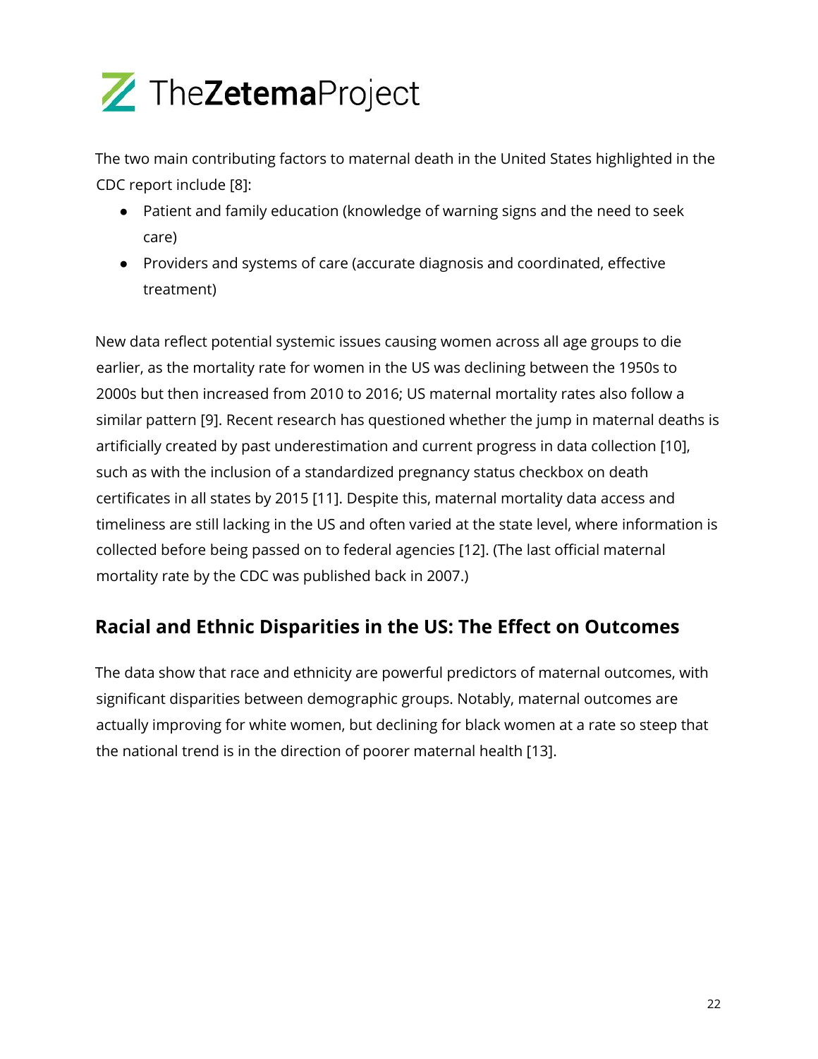The two main contributing factors to maternal death in the United States highlighted in the CDC report include [8]:

- Patient and family education (knowledge of warning signs and the need to seek care)
- Providers and systems of care (accurate diagnosis and coordinated, effective treatment)

New data reflect potential systemic issues causing women across all age groups to die earlier, as the mortality rate for women in the US was declining between the 1950s to 2000s but then increased from 2010 to 2016; US maternal mortality rates also follow a similar pattern [9]. Recent research has questioned whether the jump in maternal deaths is artificially created by past underestimation and current progress in data collection [10], such as with the inclusion of a standardized pregnancy status checkbox on death certificates in all states by 2015 [11]. Despite this, maternal mortality data access and timeliness are still lacking in the US and often varied at the state level, where information is collected before being passed on to federal agencies [12]. (The last official maternal mortality rate by the CDC was published back in 2007.)

## Racial and Ethnic Disparities in the US: The Effect on Outcomes

The data show that race and ethnicity are powerful predictors of maternal outcomes, with significant disparities between demographic groups. Notably, maternal outcomes are actually improving for white women, but declining for black women at a rate so steep that the national trend is in the direction of poorer maternal health [13].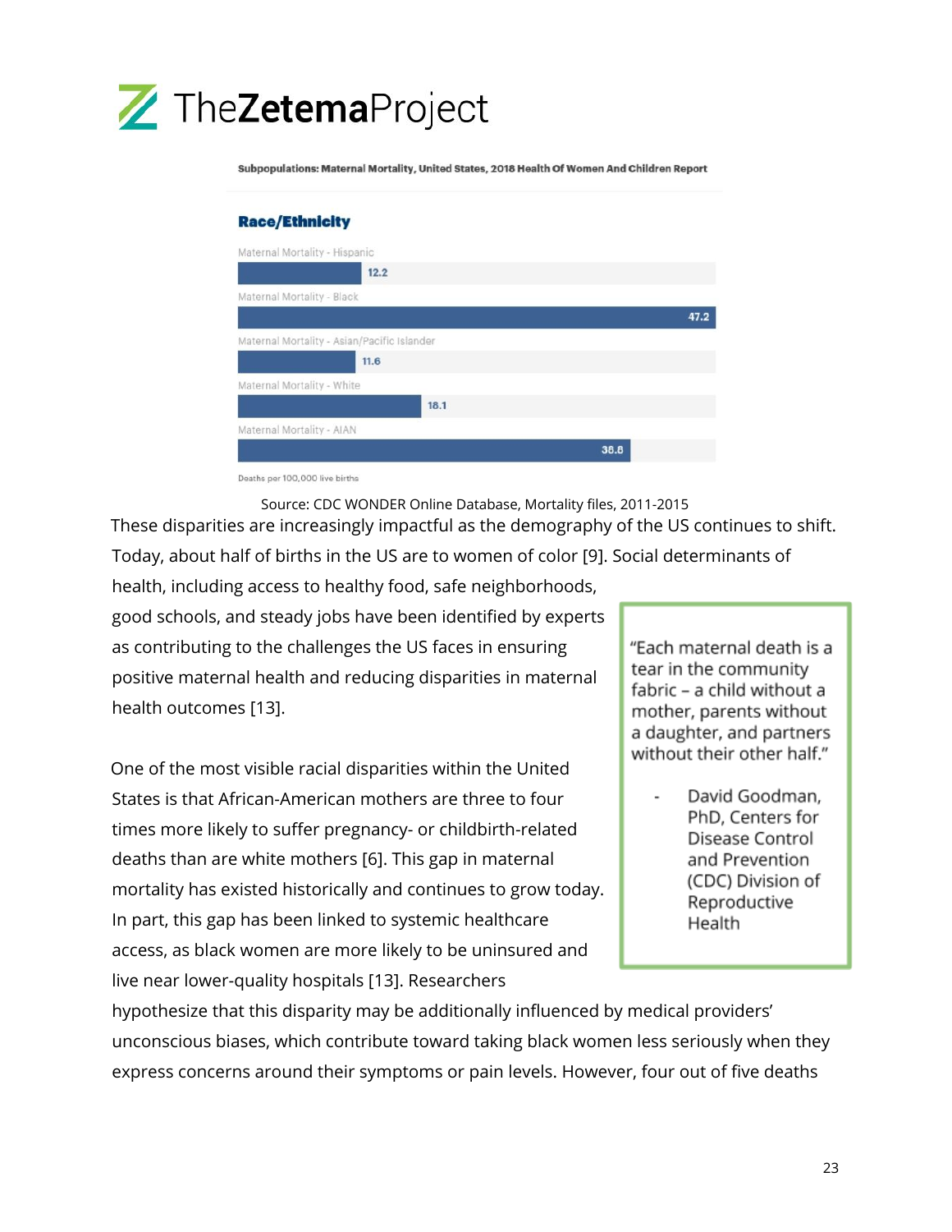Subpopulations: Maternal Mortality, United States, 2018 Health Of Women And Children Report

**Race/Ethnicity**

| Maternal Mortality | Deaths per 100,000 live births |
| --- | --- |
| Maternal Mortality - Hispanic | 12.2 |
| Maternal Mortality - Black | 47.2 |
| Maternal Mortality - Asian/Pacific Islander | 11.6 |
| Maternal Mortality - White | 18.1 |
| Maternal Mortality - AIAN | 38.8 |

Deaths per 100,000 live births

Source: CDC WONDER Online Database, Mortality files, 2011-2015

These disparities are increasingly impactful as the demography of the US continues to shift. Today, about half of births in the US are to women of color [9]. Social determinants of health, including access to healthy food, safe neighborhoods, good schools, and steady jobs have been identified by experts as contributing to the challenges the US faces in ensuring positive maternal health and reducing disparities in maternal health outcomes [13].

> "Each maternal death is a tear in the community fabric – a child without a mother, parents without a daughter, and partners without their other half."
>
> - David Goodman, PhD, Centers for Disease Control and Prevention (CDC) Division of Reproductive Health

One of the most visible racial disparities within the United States is that African-American mothers are three to four times more likely to suffer pregnancy- or childbirth-related deaths than are white mothers [6]. This gap in maternal mortality has existed historically and continues to grow today. In part, this gap has been linked to systemic healthcare access, as black women are more likely to be uninsured and live near lower-quality hospitals [13]. Researchers hypothesize that this disparity may be additionally influenced by medical providers' unconscious biases, which contribute toward taking black women less seriously when they express concerns around their symptoms or pain levels. However, four out of five deaths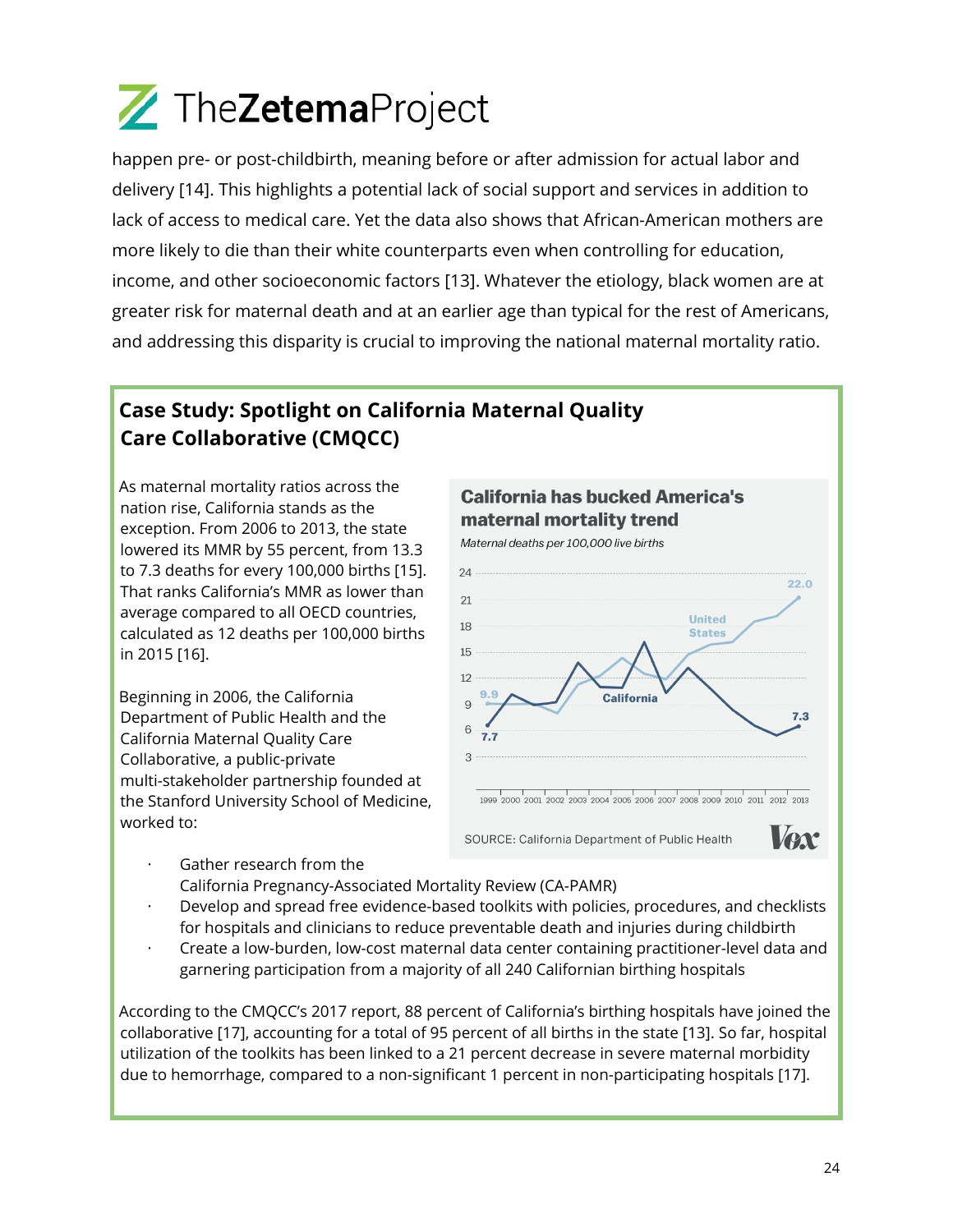happen pre- or post-childbirth, meaning before or after admission for actual labor and delivery [14]. This highlights a potential lack of social support and services in addition to lack of access to medical care. Yet the data also shows that African-American mothers are more likely to die than their white counterparts even when controlling for education, income, and other socioeconomic factors [13]. Whatever the etiology, black women are at greater risk for maternal death and at an earlier age than typical for the rest of Americans, and addressing this disparity is crucial to improving the national maternal mortality ratio.

## Case Study: Spotlight on California Maternal Quality Care Collaborative (CMQCC)

As maternal mortality ratios across the nation rise, California stands as the exception. From 2006 to 2013, the state lowered its MMR by 55 percent, from 13.3 to 7.3 deaths for every 100,000 births [15]. That ranks California's MMR as lower than average compared to all OECD countries, calculated as 12 deaths per 100,000 births in 2015 [16].

**California has bucked America's maternal mortality trend**

*Maternal deaths per 100,000 live births*

SOURCE: California Department of Public Health

Beginning in 2006, the California Department of Public Health and the California Maternal Quality Care Collaborative, a public-private multi-stakeholder partnership founded at the Stanford University School of Medicine, worked to:

- Gather research from the California Pregnancy-Associated Mortality Review (CA-PAMR)
- Develop and spread free evidence-based toolkits with policies, procedures, and checklists for hospitals and clinicians to reduce preventable death and injuries during childbirth
- Create a low-burden, low-cost maternal data center containing practitioner-level data and garnering participation from a majority of all 240 Californian birthing hospitals

According to the CMQCC's 2017 report, 88 percent of California's birthing hospitals have joined the collaborative [17], accounting for a total of 95 percent of all births in the state [13]. So far, hospital utilization of the toolkits has been linked to a 21 percent decrease in severe maternal morbidity due to hemorrhage, compared to a non-significant 1 percent in non-participating hospitals [17].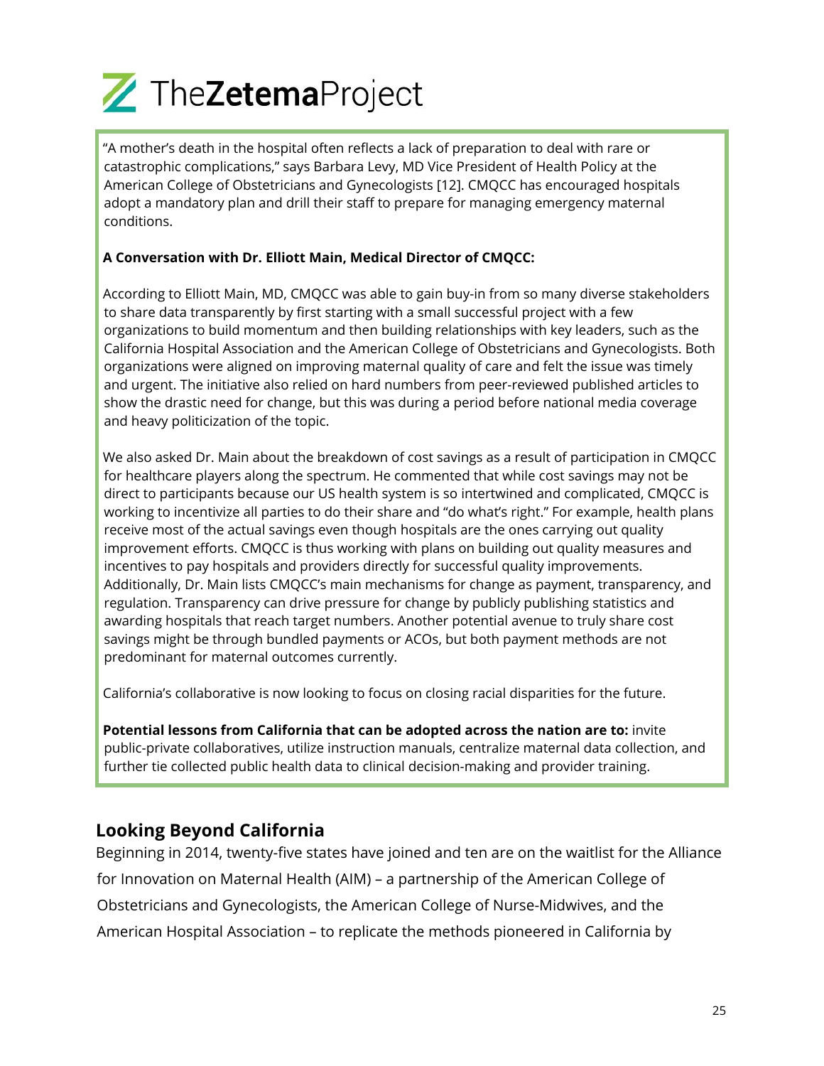"A mother's death in the hospital often reflects a lack of preparation to deal with rare or catastrophic complications," says Barbara Levy, MD Vice President of Health Policy at the American College of Obstetricians and Gynecologists [12]. CMQCC has encouraged hospitals adopt a mandatory plan and drill their staff to prepare for managing emergency maternal conditions.

**A Conversation with Dr. Elliott Main, Medical Director of CMQCC:**

According to Elliott Main, MD, CMQCC was able to gain buy-in from so many diverse stakeholders to share data transparently by first starting with a small successful project with a few organizations to build momentum and then building relationships with key leaders, such as the California Hospital Association and the American College of Obstetricians and Gynecologists. Both organizations were aligned on improving maternal quality of care and felt the issue was timely and urgent. The initiative also relied on hard numbers from peer-reviewed published articles to show the drastic need for change, but this was during a period before national media coverage and heavy politicization of the topic.

We also asked Dr. Main about the breakdown of cost savings as a result of participation in CMQCC for healthcare players along the spectrum. He commented that while cost savings may not be direct to participants because our US health system is so intertwined and complicated, CMQCC is working to incentivize all parties to do their share and "do what's right." For example, health plans receive most of the actual savings even though hospitals are the ones carrying out quality improvement efforts. CMQCC is thus working with plans on building out quality measures and incentives to pay hospitals and providers directly for successful quality improvements. Additionally, Dr. Main lists CMQCC's main mechanisms for change as payment, transparency, and regulation. Transparency can drive pressure for change by publicly publishing statistics and awarding hospitals that reach target numbers. Another potential avenue to truly share cost savings might be through bundled payments or ACOs, but both payment methods are not predominant for maternal outcomes currently.

California's collaborative is now looking to focus on closing racial disparities for the future.

**Potential lessons from California that can be adopted across the nation are to:** invite public-private collaboratives, utilize instruction manuals, centralize maternal data collection, and further tie collected public health data to clinical decision-making and provider training.

## Looking Beyond California

Beginning in 2014, twenty-five states have joined and ten are on the waitlist for the Alliance for Innovation on Maternal Health (AIM) – a partnership of the American College of Obstetricians and Gynecologists, the American College of Nurse-Midwives, and the American Hospital Association – to replicate the methods pioneered in California by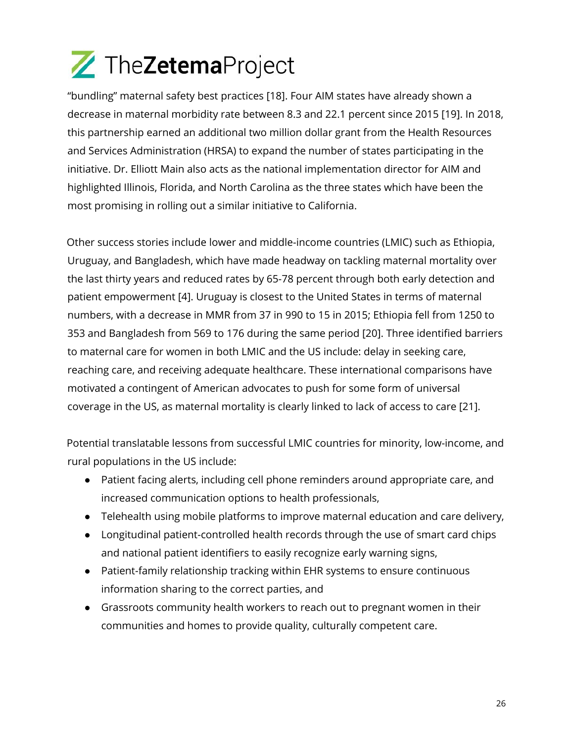"bundling" maternal safety best practices [18]. Four AIM states have already shown a decrease in maternal morbidity rate between 8.3 and 22.1 percent since 2015 [19]. In 2018, this partnership earned an additional two million dollar grant from the Health Resources and Services Administration (HRSA) to expand the number of states participating in the initiative. Dr. Elliott Main also acts as the national implementation director for AIM and highlighted Illinois, Florida, and North Carolina as the three states which have been the most promising in rolling out a similar initiative to California.

Other success stories include lower and middle-income countries (LMIC) such as Ethiopia, Uruguay, and Bangladesh, which have made headway on tackling maternal mortality over the last thirty years and reduced rates by 65-78 percent through both early detection and patient empowerment [4]. Uruguay is closest to the United States in terms of maternal numbers, with a decrease in MMR from 37 in 990 to 15 in 2015; Ethiopia fell from 1250 to 353 and Bangladesh from 569 to 176 during the same period [20]. Three identified barriers to maternal care for women in both LMIC and the US include: delay in seeking care, reaching care, and receiving adequate healthcare. These international comparisons have motivated a contingent of American advocates to push for some form of universal coverage in the US, as maternal mortality is clearly linked to lack of access to care [21].

Potential translatable lessons from successful LMIC countries for minority, low-income, and rural populations in the US include:

- Patient facing alerts, including cell phone reminders around appropriate care, and increased communication options to health professionals,
- Telehealth using mobile platforms to improve maternal education and care delivery,
- Longitudinal patient-controlled health records through the use of smart card chips and national patient identifiers to easily recognize early warning signs,
- Patient-family relationship tracking within EHR systems to ensure continuous information sharing to the correct parties, and
- Grassroots community health workers to reach out to pregnant women in their communities and homes to provide quality, culturally competent care.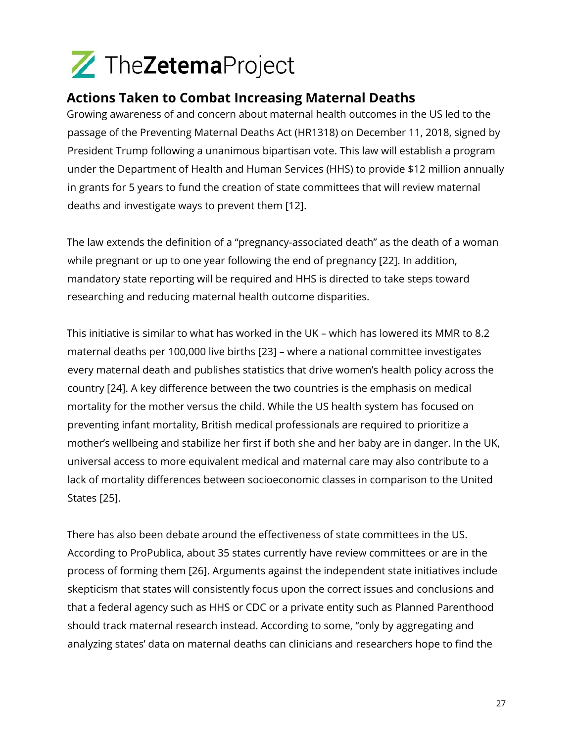## Actions Taken to Combat Increasing Maternal Deaths

Growing awareness of and concern about maternal health outcomes in the US led to the passage of the Preventing Maternal Deaths Act (HR1318) on December 11, 2018, signed by President Trump following a unanimous bipartisan vote. This law will establish a program under the Department of Health and Human Services (HHS) to provide $12 million annually in grants for 5 years to fund the creation of state committees that will review maternal deaths and investigate ways to prevent them [12].

The law extends the definition of a "pregnancy-associated death" as the death of a woman while pregnant or up to one year following the end of pregnancy [22]. In addition, mandatory state reporting will be required and HHS is directed to take steps toward researching and reducing maternal health outcome disparities.

This initiative is similar to what has worked in the UK – which has lowered its MMR to 8.2 maternal deaths per 100,000 live births [23] – where a national committee investigates every maternal death and publishes statistics that drive women's health policy across the country [24]. A key difference between the two countries is the emphasis on medical mortality for the mother versus the child. While the US health system has focused on preventing infant mortality, British medical professionals are required to prioritize a mother's wellbeing and stabilize her first if both she and her baby are in danger. In the UK, universal access to more equivalent medical and maternal care may also contribute to a lack of mortality differences between socioeconomic classes in comparison to the United States [25].

There has also been debate around the effectiveness of state committees in the US. According to ProPublica, about 35 states currently have review committees or are in the process of forming them [26]. Arguments against the independent state initiatives include skepticism that states will consistently focus upon the correct issues and conclusions and that a federal agency such as HHS or CDC or a private entity such as Planned Parenthood should track maternal research instead. According to some, "only by aggregating and analyzing states' data on maternal deaths can clinicians and researchers hope to find the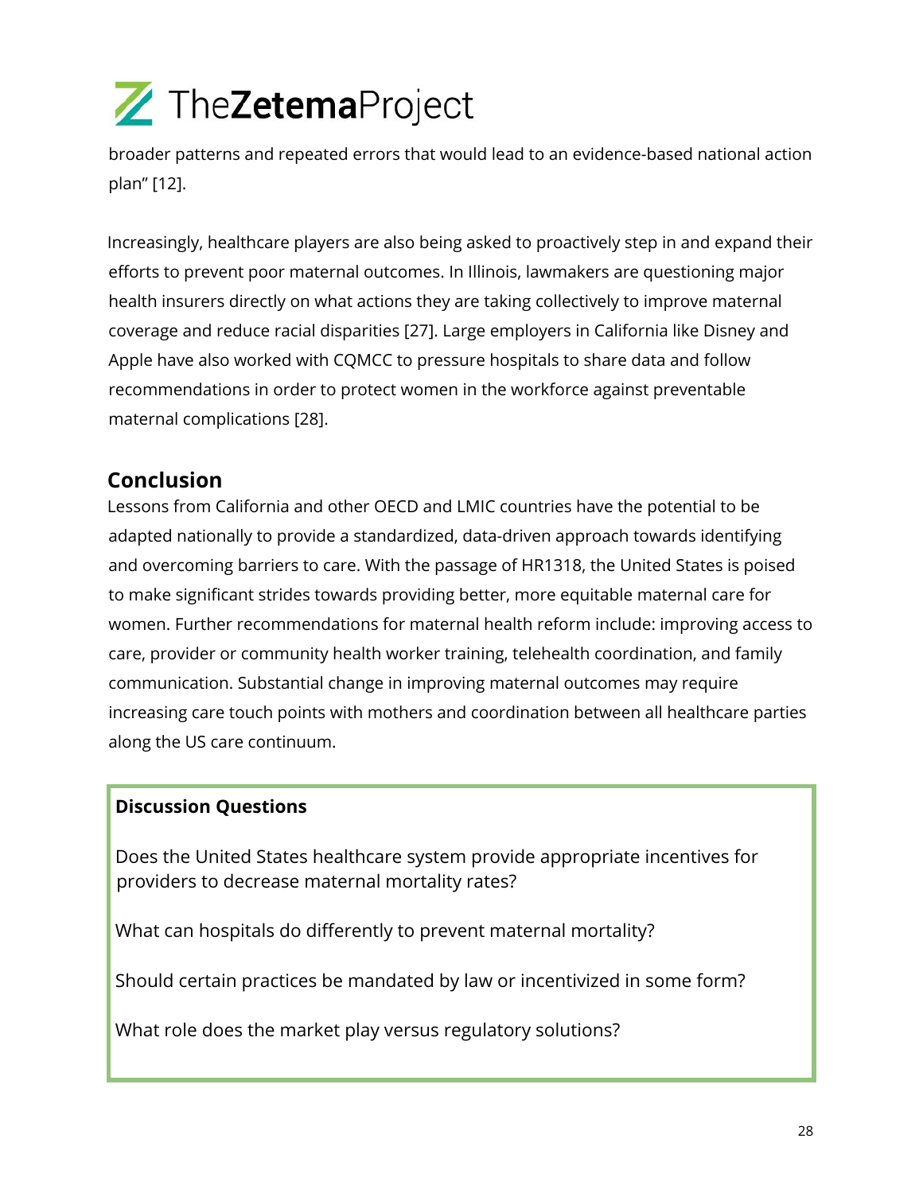broader patterns and repeated errors that would lead to an evidence-based national action plan" [12].

Increasingly, healthcare players are also being asked to proactively step in and expand their efforts to prevent poor maternal outcomes. In Illinois, lawmakers are questioning major health insurers directly on what actions they are taking collectively to improve maternal coverage and reduce racial disparities [27]. Large employers in California like Disney and Apple have also worked with CQMCC to pressure hospitals to share data and follow recommendations in order to protect women in the workforce against preventable maternal complications [28].

## Conclusion

Lessons from California and other OECD and LMIC countries have the potential to be adapted nationally to provide a standardized, data-driven approach towards identifying and overcoming barriers to care. With the passage of HR1318, the United States is poised to make significant strides towards providing better, more equitable maternal care for women. Further recommendations for maternal health reform include: improving access to care, provider or community health worker training, telehealth coordination, and family communication. Substantial change in improving maternal outcomes may require increasing care touch points with mothers and coordination between all healthcare parties along the US care continuum.

**Discussion Questions**

Does the United States healthcare system provide appropriate incentives for providers to decrease maternal mortality rates?

What can hospitals do differently to prevent maternal mortality?

Should certain practices be mandated by law or incentivized in some form?

What role does the market play versus regulatory solutions?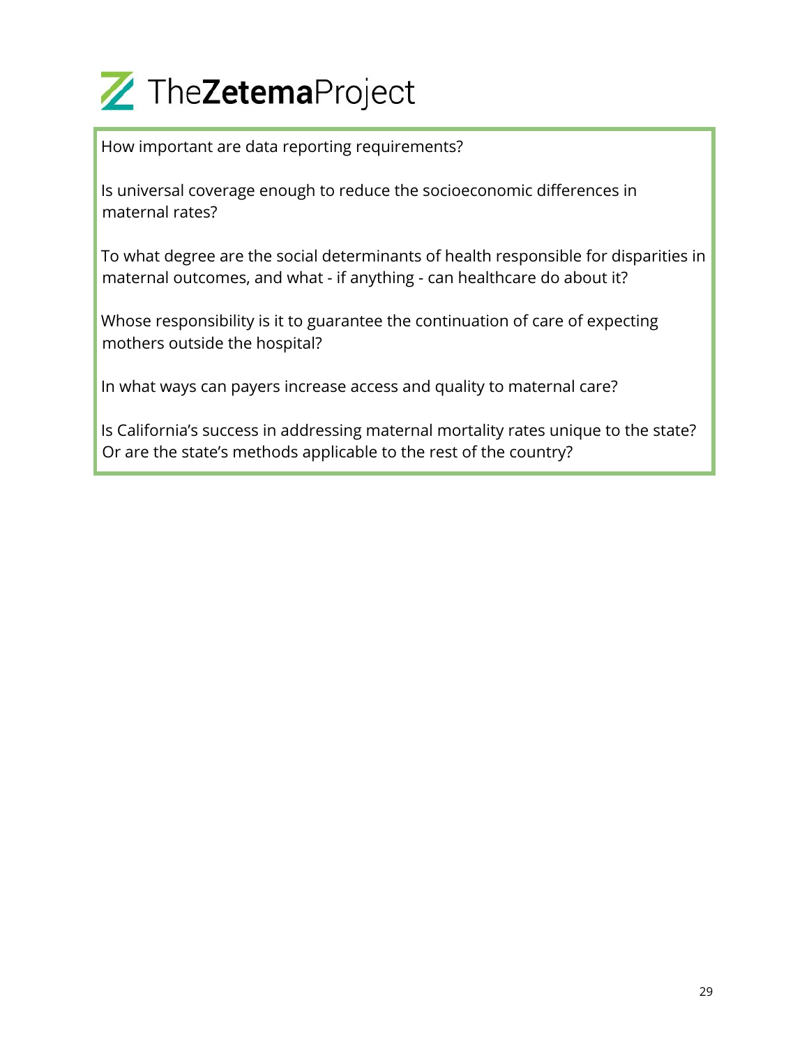How important are data reporting requirements?

Is universal coverage enough to reduce the socioeconomic differences in maternal rates?

To what degree are the social determinants of health responsible for disparities in maternal outcomes, and what - if anything - can healthcare do about it?

Whose responsibility is it to guarantee the continuation of care of expecting mothers outside the hospital?

In what ways can payers increase access and quality to maternal care?

Is California's success in addressing maternal mortality rates unique to the state? Or are the state's methods applicable to the rest of the country?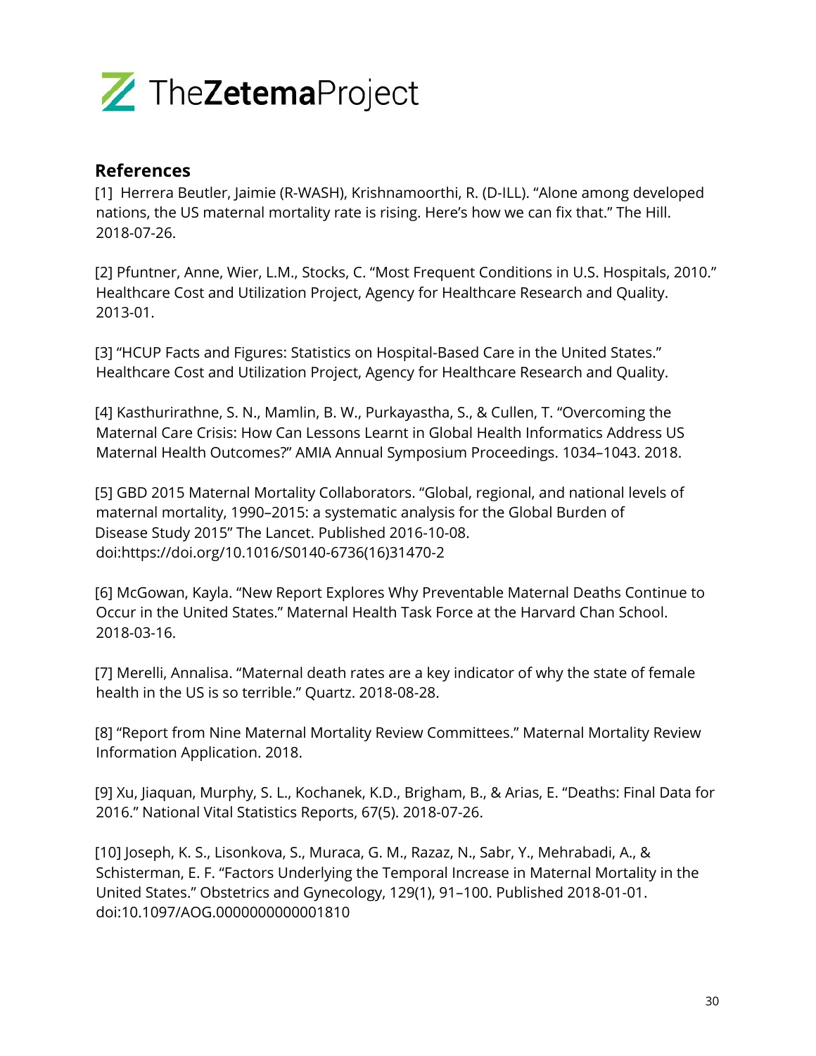## References

[1] Herrera Beutler, Jaimie (R-WASH), Krishnamoorthi, R. (D-ILL). "Alone among developed nations, the US maternal mortality rate is rising. Here's how we can fix that." The Hill. 2018-07-26.

[2] Pfuntner, Anne, Wier, L.M., Stocks, C. "Most Frequent Conditions in U.S. Hospitals, 2010." Healthcare Cost and Utilization Project, Agency for Healthcare Research and Quality. 2013-01.

[3] "HCUP Facts and Figures: Statistics on Hospital-Based Care in the United States." Healthcare Cost and Utilization Project, Agency for Healthcare Research and Quality.

[4] Kasthurirathne, S. N., Mamlin, B. W., Purkayastha, S., & Cullen, T. "Overcoming the Maternal Care Crisis: How Can Lessons Learnt in Global Health Informatics Address US Maternal Health Outcomes?" AMIA Annual Symposium Proceedings. 1034–1043. 2018.

[5] GBD 2015 Maternal Mortality Collaborators. "Global, regional, and national levels of maternal mortality, 1990–2015: a systematic analysis for the Global Burden of Disease Study 2015" The Lancet. Published 2016-10-08. doi:https://doi.org/10.1016/S0140-6736(16)31470-2

[6] McGowan, Kayla. "New Report Explores Why Preventable Maternal Deaths Continue to Occur in the United States." Maternal Health Task Force at the Harvard Chan School. 2018-03-16.

[7] Merelli, Annalisa. "Maternal death rates are a key indicator of why the state of female health in the US is so terrible." Quartz. 2018-08-28.

[8] "Report from Nine Maternal Mortality Review Committees." Maternal Mortality Review Information Application. 2018.

[9] Xu, Jiaquan, Murphy, S. L., Kochanek, K.D., Brigham, B., & Arias, E. "Deaths: Final Data for 2016." National Vital Statistics Reports, 67(5). 2018-07-26.

[10] Joseph, K. S., Lisonkova, S., Muraca, G. M., Razaz, N., Sabr, Y., Mehrabadi, A., & Schisterman, E. F. "Factors Underlying the Temporal Increase in Maternal Mortality in the United States." Obstetrics and Gynecology, 129(1), 91–100. Published 2018-01-01. doi:10.1097/AOG.0000000000001810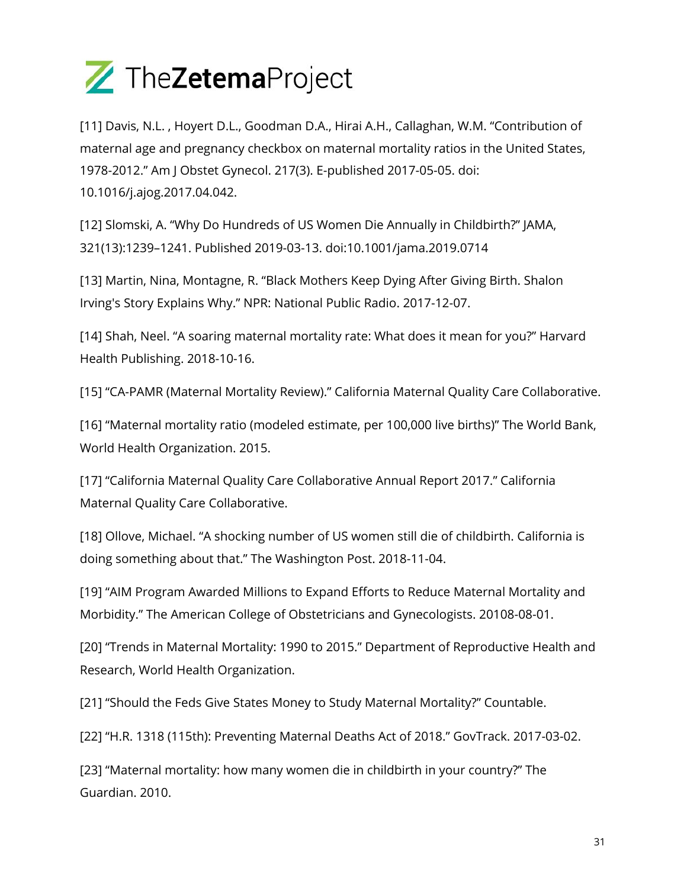[11] Davis, N.L. , Hoyert D.L., Goodman D.A., Hirai A.H., Callaghan, W.M. "Contribution of maternal age and pregnancy checkbox on maternal mortality ratios in the United States, 1978-2012." Am J Obstet Gynecol. 217(3). E-published 2017-05-05. doi: 10.1016/j.ajog.2017.04.042.

[12] Slomski, A. "Why Do Hundreds of US Women Die Annually in Childbirth?" JAMA, 321(13):1239–1241. Published 2019-03-13. doi:10.1001/jama.2019.0714

[13] Martin, Nina, Montagne, R. "Black Mothers Keep Dying After Giving Birth. Shalon Irving's Story Explains Why." NPR: National Public Radio. 2017-12-07.

[14] Shah, Neel. "A soaring maternal mortality rate: What does it mean for you?" Harvard Health Publishing. 2018-10-16.

[15] "CA-PAMR (Maternal Mortality Review)." California Maternal Quality Care Collaborative.

[16] "Maternal mortality ratio (modeled estimate, per 100,000 live births)" The World Bank, World Health Organization. 2015.

[17] "California Maternal Quality Care Collaborative Annual Report 2017." California Maternal Quality Care Collaborative.

[18] Ollove, Michael. "A shocking number of US women still die of childbirth. California is doing something about that." The Washington Post. 2018-11-04.

[19] "AIM Program Awarded Millions to Expand Efforts to Reduce Maternal Mortality and Morbidity." The American College of Obstetricians and Gynecologists. 20108-08-01.

[20] "Trends in Maternal Mortality: 1990 to 2015." Department of Reproductive Health and Research, World Health Organization.

[21] "Should the Feds Give States Money to Study Maternal Mortality?" Countable.

[22] "H.R. 1318 (115th): Preventing Maternal Deaths Act of 2018." GovTrack. 2017-03-02.

[23] "Maternal mortality: how many women die in childbirth in your country?" The Guardian. 2010.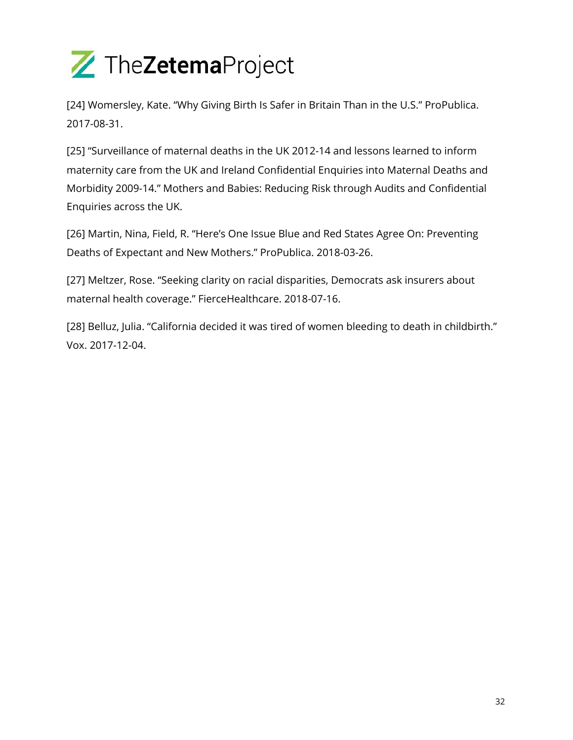[24] Womersley, Kate. "Why Giving Birth Is Safer in Britain Than in the U.S." ProPublica. 2017-08-31.

[25] "Surveillance of maternal deaths in the UK 2012-14 and lessons learned to inform maternity care from the UK and Ireland Confidential Enquiries into Maternal Deaths and Morbidity 2009-14." Mothers and Babies: Reducing Risk through Audits and Confidential Enquiries across the UK.

[26] Martin, Nina, Field, R. "Here's One Issue Blue and Red States Agree On: Preventing Deaths of Expectant and New Mothers." ProPublica. 2018-03-26.

[27] Meltzer, Rose. "Seeking clarity on racial disparities, Democrats ask insurers about maternal health coverage." FierceHealthcare. 2018-07-16.

[28] Belluz, Julia. "California decided it was tired of women bleeding to death in childbirth." Vox. 2017-12-04.